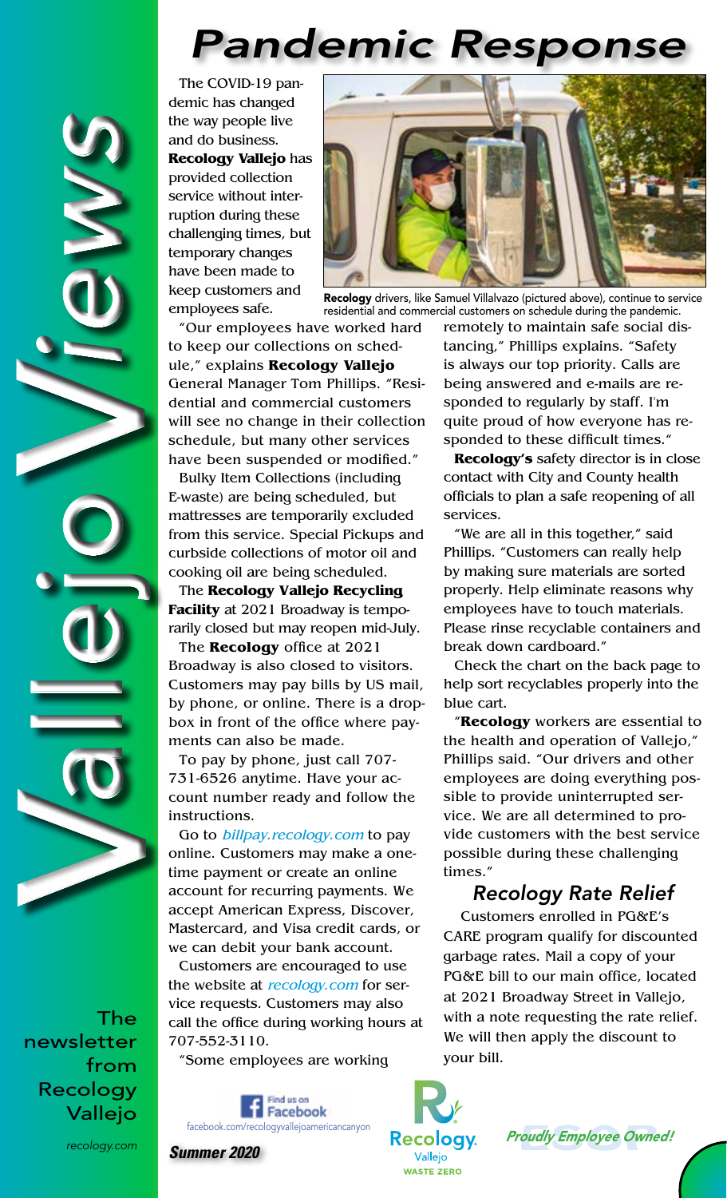# Vallejo Views

The newsletter from Recology Vallejo

recology.com

## Pandemic Response

The COVID-19 pandemic has changed the way people live and do business. **Recology Vallejo** has provided collection service without interruption during these challenging times, but temporary changes have been made to keep customers and employees safe.

**Recology** drivers, like Samuel Villalvazo (pictured above), continue to service residential and commercial customers on schedule during the pandemic.

"Our employees have worked hard to keep our collections on schedule," explains **Recology Vallejo** General Manager Tom Phillips. "Residential and commercial customers will see no change in their collection schedule, but many other services have been suspended or modified."

Bulky Item Collections (including E-waste) are being scheduled, but mattresses are temporarily excluded from this service. Special Pickups and curbside collections of motor oil and cooking oil are being scheduled.

The **Recology Vallejo Recycling Facility** at 2021 Broadway is temporarily closed but may reopen mid-July.

The **Recology** office at 2021 Broadway is also closed to visitors. Customers may pay bills by US mail, by phone, or online. There is a dropbox in front of the office where payments can also be made.

To pay by phone, just call 707-731-6526 anytime. Have your account number ready and follow the instructions.

Go to *billpay.recology.com* to pay online. Customers may make a one-time payment or create an online account for recurring payments. We accept American Express, Discover, Mastercard, and Visa credit cards, or we can debit your bank account.

Customers are encouraged to use the website at *recology.com* for service requests. Customers may also call the office during working hours at 707-552-3110.

"Some employees are working remotely to maintain safe social distancing," Phillips explains. "Safety is always our top priority. Calls are being answered and e-mails are responded to regularly by staff. I'm quite proud of how everyone has responded to these difficult times."

**Recology's** safety director is in close contact with City and County health officials to plan a safe reopening of all services.

"We are all in this together," said Phillips. "Customers can really help by making sure materials are sorted properly. Help eliminate reasons why employees have to touch materials. Please rinse recyclable containers and break down cardboard."

Check the chart on the back page to help sort recyclables properly into the blue cart.

"**Recology** workers are essential to the health and operation of Vallejo," Phillips said. "Our drivers and other employees are doing everything possible to provide uninterrupted service. We are all determined to provide customers with the best service possible during these challenging times."

### Recology Rate Relief

Customers enrolled in PG&E's CARE program qualify for discounted garbage rates. Mail a copy of your PG&E bill to our main office, located at 2021 Broadway Street in Vallejo, with a note requesting the rate relief. We will then apply the discount to your bill.

Find us on Facebook
facebook.com/recologyvallejoamericancanyon

*Summer 2020*

Recology. Vallejo WASTE ZERO

*Proudly Employee Owned!*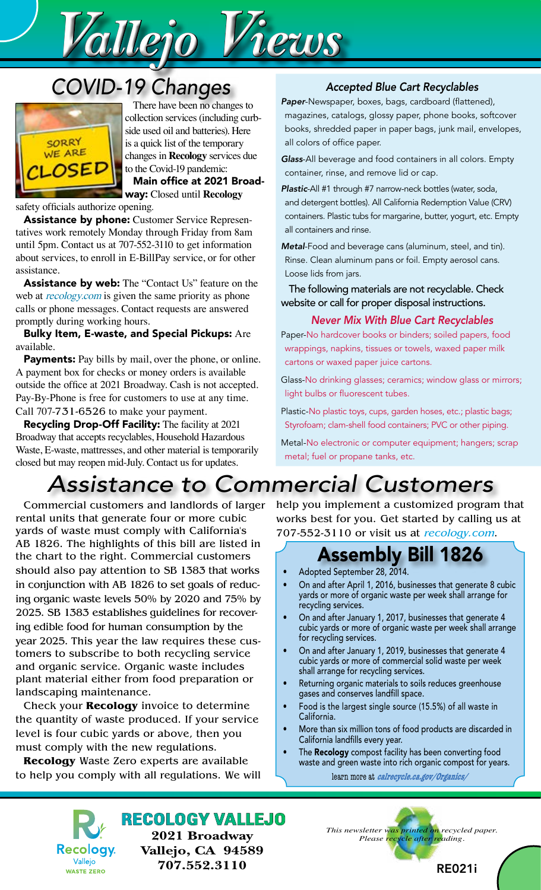# Vallejo Views

## COVID-19 Changes

There have been no changes to collection services (including curbside used oil and batteries). Here is a quick list of the temporary changes in **Recology** services due to the Covid-19 pandemic:

**Main office at 2021 Broadway:** Closed until **Recology** safety officials authorize opening.

**Assistance by phone:** Customer Service Representatives work remotely Monday through Friday from 8am until 5pm. Contact us at 707-552-3110 to get information about services, to enroll in E-BillPay service, or for other assistance.

**Assistance by web:** The "Contact Us" feature on the web at *recology.com* is given the same priority as phone calls or phone messages. Contact requests are answered promptly during working hours.

**Bulky Item, E-waste, and Special Pickups:** Are available.

**Payments:** Pay bills by mail, over the phone, or online. A payment box for checks or money orders is available outside the office at 2021 Broadway. Cash is not accepted. Pay-By-Phone is free for customers to use at any time. Call 707-731-6526 to make your payment.

**Recycling Drop-Off Facility:** The facility at 2021 Broadway that accepts recyclables, Household Hazardous Waste, E-waste, mattresses, and other material is temporarily closed but may reopen mid-July. Contact us for updates.

### *Accepted Blue Cart Recyclables*

***Paper***-Newspaper, boxes, bags, cardboard (flattened), magazines, catalogs, glossy paper, phone books, softcover books, shredded paper in paper bags, junk mail, envelopes, all colors of office paper.

***Glass***-All beverage and food containers in all colors. Empty container, rinse, and remove lid or cap.

***Plastic***-All #1 through #7 narrow-neck bottles (water, soda, and detergent bottles). All California Redemption Value (CRV) containers. Plastic tubs for margarine, butter, yogurt, etc. Empty all containers and rinse.

***Metal***-Food and beverage cans (aluminum, steel, and tin). Rinse. Clean aluminum pans or foil. Empty aerosol cans. Loose lids from jars.

The following materials are not recyclable. Check website or call for proper disposal instructions.

### *Never Mix With Blue Cart Recyclables*

Paper-No hardcover books or binders; soiled papers, food wrappings, napkins, tissues or towels, waxed paper milk cartons or waxed paper juice cartons.

Glass-No drinking glasses; ceramics; window glass or mirrors; light bulbs or fluorescent tubes.

Plastic-No plastic toys, cups, garden hoses, etc.; plastic bags; Styrofoam; clam-shell food containers; PVC or other piping.

Metal-No electronic or computer equipment; hangers; scrap metal; fuel or propane tanks, etc.

## Assistance to Commercial Customers

Commercial customers and landlords of larger rental units that generate four or more cubic yards of waste must comply with California's AB 1826. The highlights of this bill are listed in the chart to the right. Commercial customers should also pay attention to SB 1383 that works in conjunction with AB 1826 to set goals of reducing organic waste levels 50% by 2020 and 75% by 2025. SB 1383 establishes guidelines for recovering edible food for human consumption by the year 2025. This year the law requires these customers to subscribe to both recycling service and organic service. Organic waste includes plant material either from food preparation or landscaping maintenance.

Check your **Recology** invoice to determine the quantity of waste produced. If your service level is four cubic yards or above, then you must comply with the new regulations.

**Recology** Waste Zero experts are available to help you comply with all regulations. We will help you implement a customized program that works best for you. Get started by calling us at 707-552-3110 or visit us at *recology.com*.

### Assembly Bill 1826

- Adopted September 28, 2014.
- On and after April 1, 2016, businesses that generate 8 cubic yards or more of organic waste per week shall arrange for recycling services.
- On and after January 1, 2017, businesses that generate 4 cubic yards or more of organic waste per week shall arrange for recycling services.
- On and after January 1, 2019, businesses that generate 4 cubic yards or more of commercial solid waste per week shall arrange for recycling services.
- Returning organic materials to soils reduces greenhouse gases and conserves landfill space.
- Food is the largest single source (15.5%) of all waste in California.
- More than six million tons of food products are discarded in California landfills every year.
- The **Recology** compost facility has been converting food waste and green waste into rich organic compost for years.

learn more at *calrecycle.ca.gov/Organics/*

**RECOLOGY VALLEJO**
**2021 Broadway**
**Vallejo, CA 94589**
**707.552.3110**

*This newsletter was printed on recycled paper. Please recycle after reading.*

RE021i